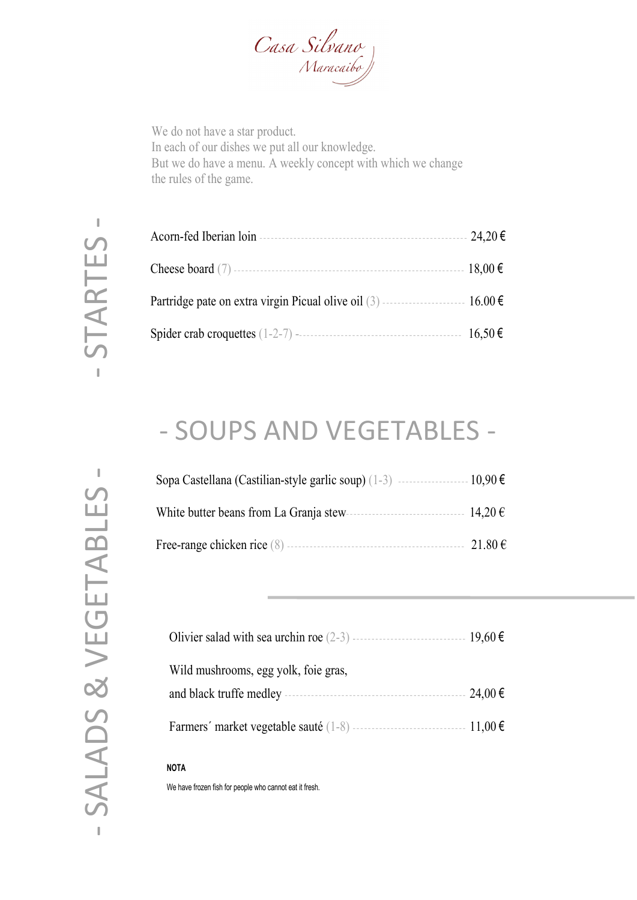# Casa Silvano
## Maracaibo

We do not have a star product.
In each of our dishes we put all our knowledge.
But we do have a menu. A weekly concept with which we change the rules of the game.

## - STARTES -

Acorn-fed Iberian loin ---------- 24,20 €

Cheese board (7) ---------- 18,00 €

Partridge pate on extra virgin Picual olive oil (3) ---------- 16.00 €

Spider crab croquettes (1-2-7) ---------- 16,50 €

## - SOUPS AND VEGETABLES -

Sopa Castellana (Castilian-style garlic soup) (1-3) ---------- 10,90 €

White butter beans from La Granja stew ---------- 14,20 €

Free-range chicken rice (8) ---------- 21.80 €

## - SALADS & VEGETABLES -

Olivier salad with sea urchin roe (2-3) ---------- 19,60 €

Wild mushrooms, egg yolk, foie gras,
and black truffe medley ---------- 24,00 €

Farmers´ market vegetable sauté (1-8) ---------- 11,00 €

**NOTA**

We have frozen fish for people who cannot eat it fresh.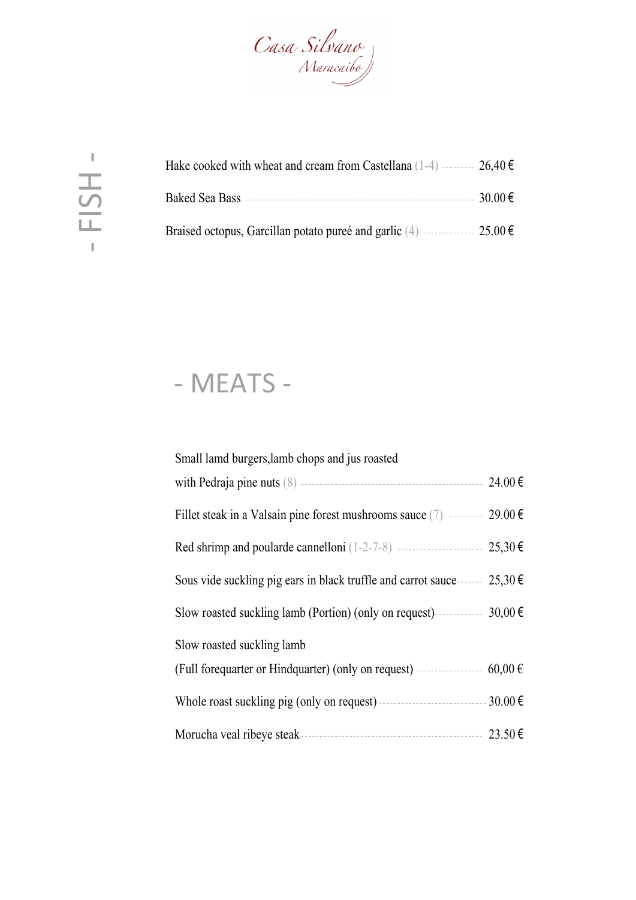Casa Silvano
Maracaibo

## - FISH -

Hake cooked with wheat and cream from Castellana (1-4) ........ 26,40 €

Baked Sea Bass ........ 30.00 €

Braised octopus, Garcillan potato pureé and garlic (4) ........ 25.00 €

## - MEATS -

Small lamd burgers,lamb chops and jus roasted
with Pedraja pine nuts (8) ........ 24.00 €

Fillet steak in a Valsain pine forest mushrooms sauce (7) ........ 29.00 €

Red shrimp and poularde cannelloni (1-2-7-8) ........ 25,30 €

Sous vide suckling pig ears in black truffle and carrot sauce ........ 25,30 €

Slow roasted suckling lamb (Portion) (only on request) ........ 30,00 €

Slow roasted suckling lamb
(Full forequarter or Hindquarter) (only on request) ........ 60,00 €

Whole roast suckling pig (only on request) ........ 30.00 €

Morucha veal ribeye steak ........ 23.50 €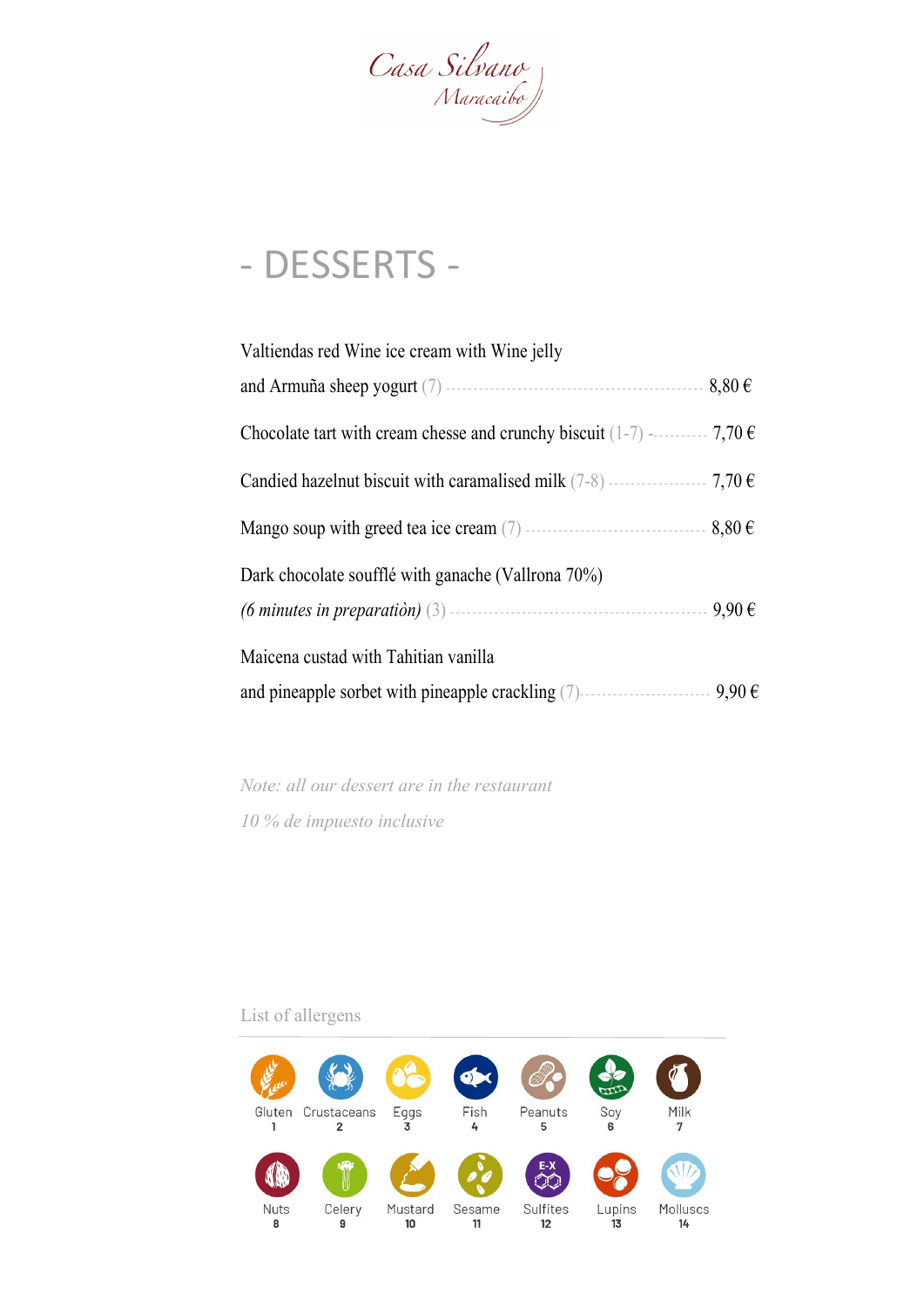Casa Silvano
Maracaibo

# - DESSERTS -

Valtiendas red Wine ice cream with Wine jelly
and Armuña sheep yogurt (7) ---------- 8,80 €

Chocolate tart with cream chesse and crunchy biscuit (1-7) ---------- 7,70 €

Candied hazelnut biscuit with caramalised milk (7-8) ---------- 7,70 €

Mango soup with greed tea ice cream (7) ---------- 8,80 €

Dark chocolate soufflé with ganache (Vallrona 70%)
*(6 minutes in preparatiòn)* (3) ---------- 9,90 €

Maicena custad with Tahitian vanilla
and pineapple sorbet with pineapple crackling (7)---------- 9,90 €

*Note: all our dessert are in the restaurant*

*10 % de impuesto inclusive*

List of allergens

| | | | | | | |
|---|---|---|---|---|---|---|
| Gluten 1 | Crustaceans 2 | Eggs 3 | Fish 4 | Peanuts 5 | Soy 6 | Milk 7 |
| Nuts 8 | Celery 9 | Mustard 10 | Sesame 11 | Sulfites 12 | Lupins 13 | Molluscs 14 |